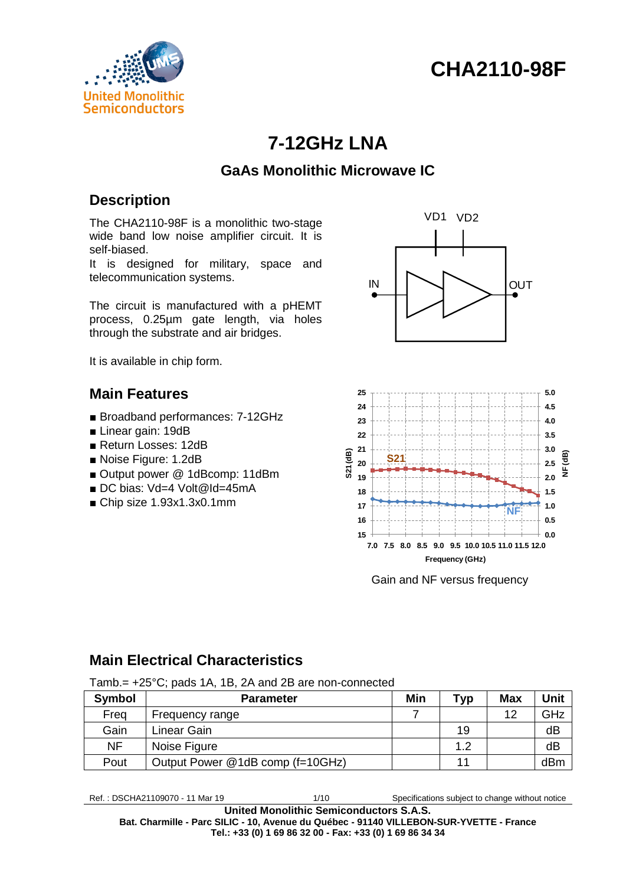# CHA2110-98F

## 7-12GHz LNA

### GaAs Monolithic Microwave IC

## Description

The CHA2110-98F is a monolithic two-stage wide band low noise amplifier circuit. It is self-biased.
It is designed for military, space and telecommunication systems.

The circuit is manufactured with a pHEMT process, 0.25µm gate length, via holes through the substrate and air bridges.

It is available in chip form.

Gain and NF versus frequency

## Main Features

- Broadband performances: 7-12GHz
- Linear gain: 19dB
- Return Losses: 12dB
- Noise Figure: 1.2dB
- Output power @ 1dBcomp: 11dBm
- DC bias: Vd=4 Volt@Id=45mA
- Chip size 1.93x1.3x0.1mm

## Main Electrical Characteristics

Tamb.= +25°C; pads 1A, 1B, 2A and 2B are non-connected

| Symbol | Parameter | Min | Typ | Max | Unit |
|---|---|---|---|---|---|
| Freq | Frequency range | 7 | | 12 | GHz |
| Gain | Linear Gain | | 19 | | dB |
| NF | Noise Figure | | 1.2 | | dB |
| Pout | Output Power @1dB comp (f=10GHz) | | 11 | | dBm |

Ref. : DSCHA21109070 - 11 Mar 19 — Specifications subject to change without notice

**United Monolithic Semiconductors S.A.S.**
**Bat. Charmille - Parc SILIC - 10, Avenue du Québec - 91140 VILLEBON-SUR-YVETTE - France**
**Tel.: +33 (0) 1 69 86 32 00 - Fax: +33 (0) 1 69 86 34 34**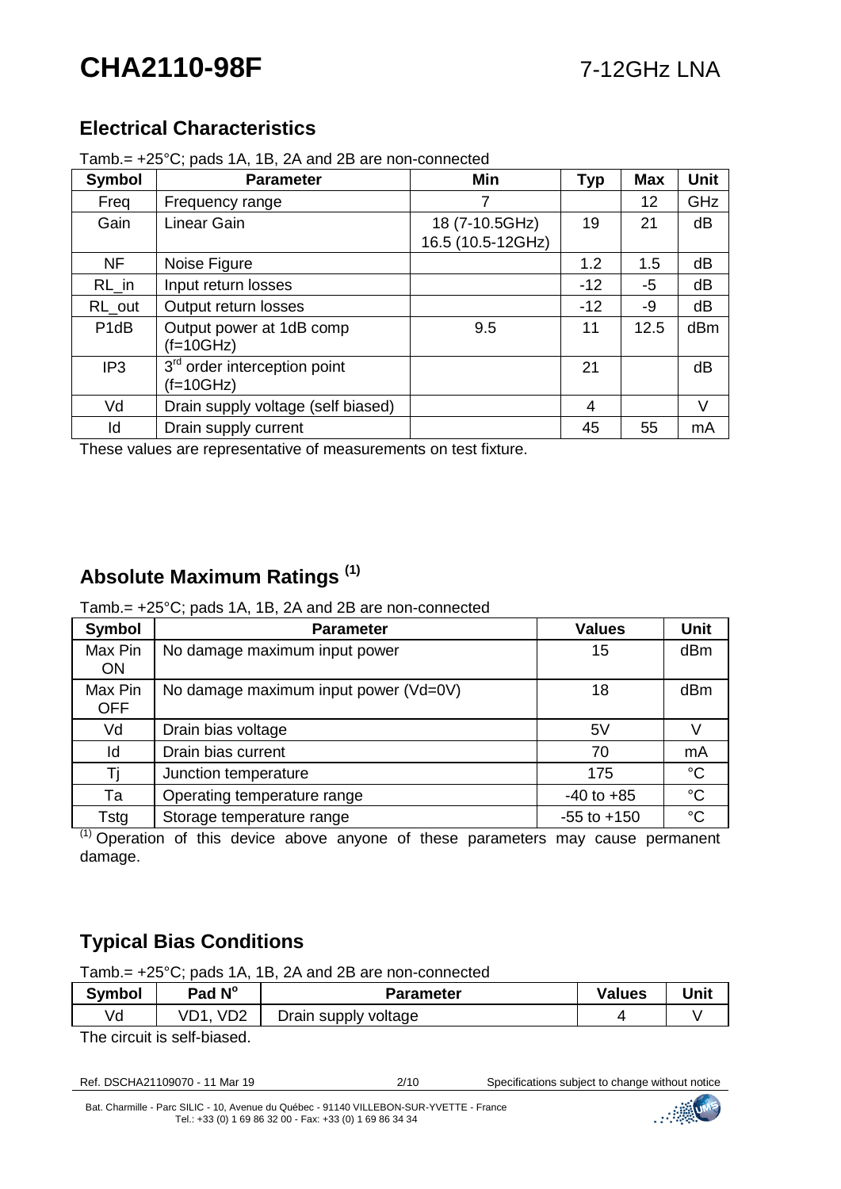## Electrical Characteristics

Tamb.= +25°C; pads 1A, 1B, 2A and 2B are non-connected

| Symbol | Parameter | Min | Typ | Max | Unit |
|---|---|---|---|---|---|
| Freq | Frequency range | 7 | | 12 | GHz |
| Gain | Linear Gain | 18 (7-10.5GHz)<br>16.5 (10.5-12GHz) | 19 | 21 | dB |
| NF | Noise Figure | | 1.2 | 1.5 | dB |
| RL_in | Input return losses | | -12 | -5 | dB |
| RL_out | Output return losses | | -12 | -9 | dB |
| P1dB | Output power at 1dB comp (f=10GHz) | 9.5 | 11 | 12.5 | dBm |
| IP3 | 3rd order interception point (f=10GHz) | | 21 | | dB |
| Vd | Drain supply voltage (self biased) | | 4 | | V |
| Id | Drain supply current | | 45 | 55 | mA |

These values are representative of measurements on test fixture.

## Absolute Maximum Ratings [(1)]

Tamb.= +25°C; pads 1A, 1B, 2A and 2B are non-connected

| Symbol | Parameter | Values | Unit |
|---|---|---|---|
| Max Pin ON | No damage maximum input power | 15 | dBm |
| Max Pin OFF | No damage maximum input power (Vd=0V) | 18 | dBm |
| Vd | Drain bias voltage | 5V | V |
| Id | Drain bias current | 70 | mA |
| Tj | Junction temperature | 175 | °C |
| Ta | Operating temperature range | -40 to +85 | °C |
| Tstg | Storage temperature range | -55 to +150 | °C |

[(1)] Operation of this device above anyone of these parameters may cause permanent damage.

## Typical Bias Conditions

Tamb.= +25°C; pads 1A, 1B, 2A and 2B are non-connected

| Symbol | Pad N° | Parameter | Values | Unit |
|---|---|---|---|---|
| Vd | VD1, VD2 | Drain supply voltage | 4 | V |

The circuit is self-biased.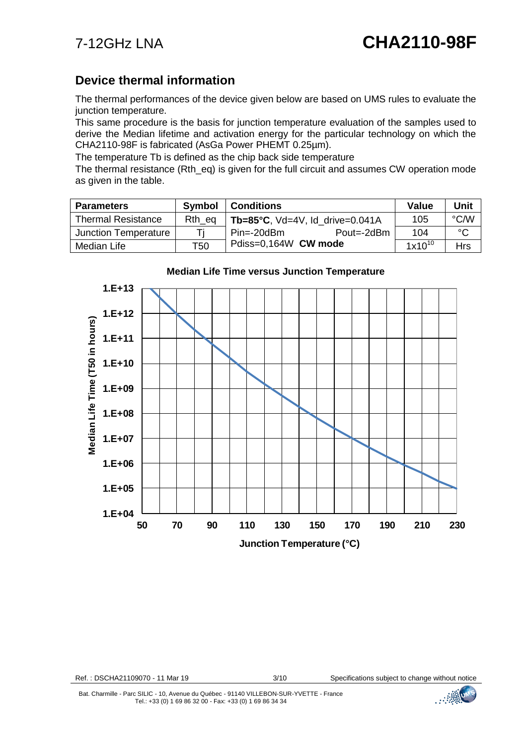# 7-12GHz LNA CHA2110-98F

## Device thermal information

The thermal performances of the device given below are based on UMS rules to evaluate the junction temperature.

This same procedure is the basis for junction temperature evaluation of the samples used to derive the Median lifetime and activation energy for the particular technology on which the CHA2110-98F is fabricated (AsGa Power PHEMT 0.25µm).

The temperature Tb is defined as the chip back side temperature

The thermal resistance (Rth_eq) is given for the full circuit and assumes CW operation mode as given in the table.

| Parameters | Symbol | Conditions | Value | Unit |
|---|---|---|---|---|
| Thermal Resistance | Rth_eq | **Tb=85°C**, Vd=4V, Id_drive=0.041A | 105 | °C/W |
| Junction Temperature | Tj | Pin=-20dBm Pout=-2dBm | 104 | °C |
| Median Life | T50 | Pdiss=0,164W **CW mode** | $1x10^{10}$ | Hrs |

**Median Life Time versus Junction Temperature**

Median Life Time (T50 in hours): 1.E+04 to 1.E+13

Junction Temperature (°C): 50 to 230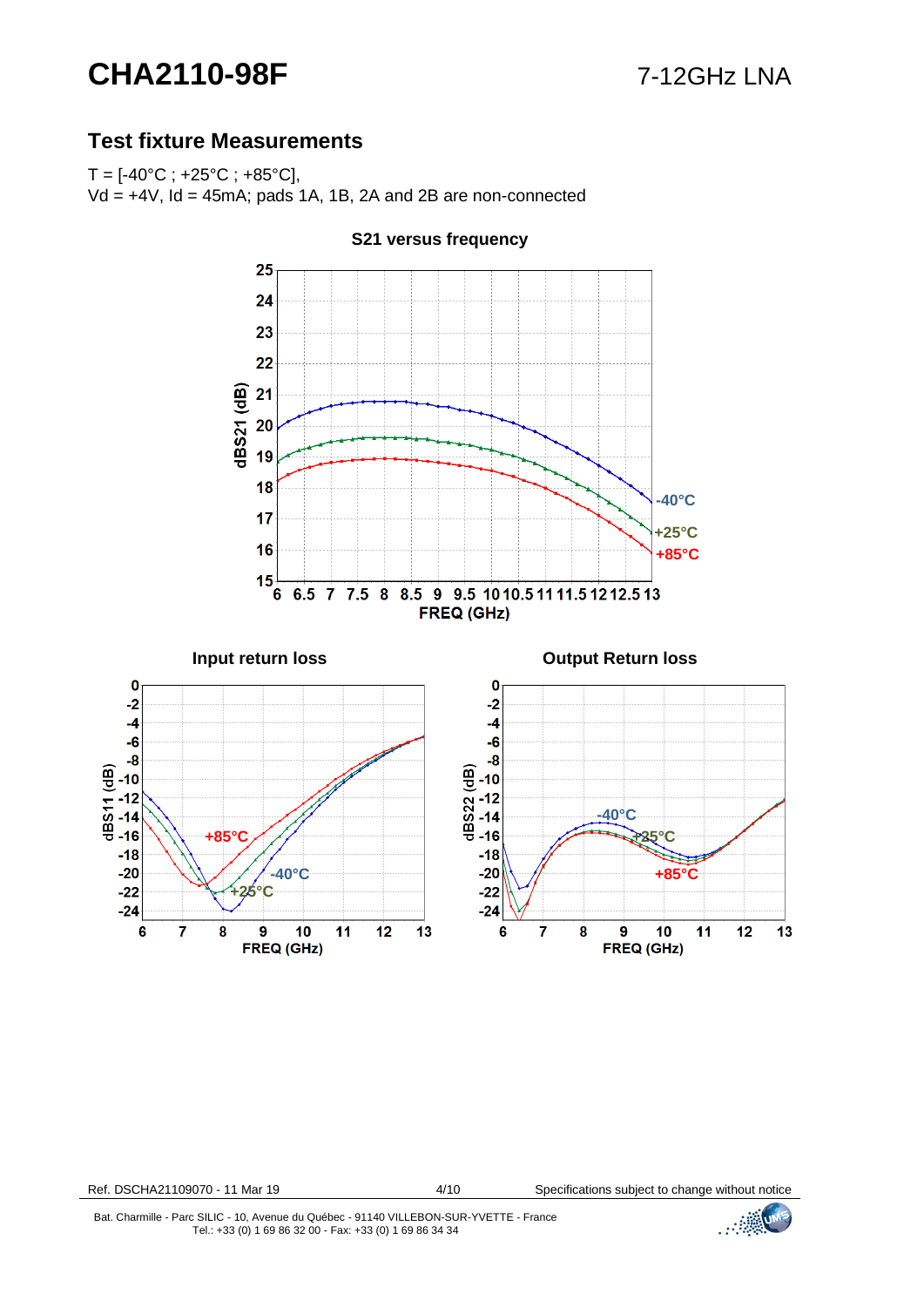## Test fixture Measurements

T = [-40°C ; +25°C ; +85°C],
Vd = +4V, Id = 45mA; pads 1A, 1B, 2A and 2B are non-connected

S21 versus frequency

Input return loss

Output Return loss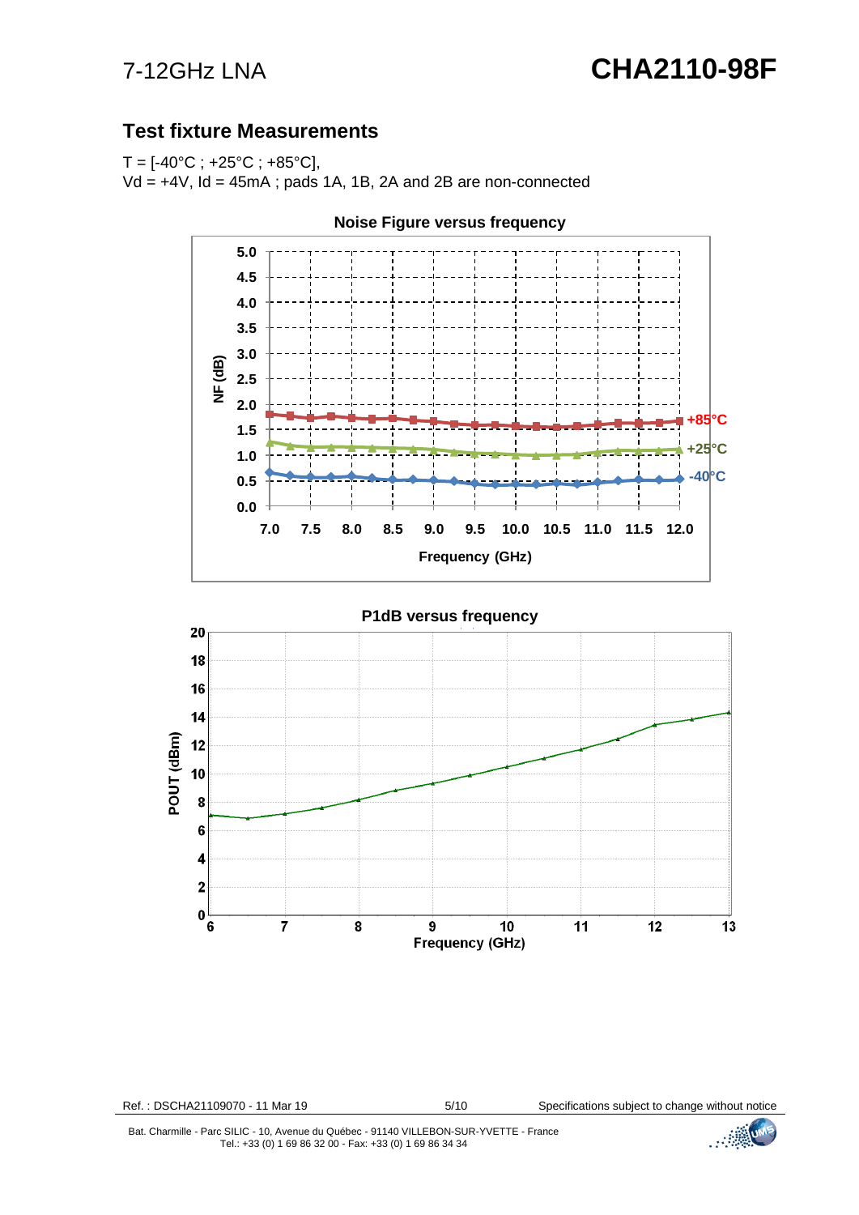## Test fixture Measurements

T = [-40°C ; +25°C ; +85°C],
Vd = +4V, Id = 45mA ; pads 1A, 1B, 2A and 2B are non-connected

**Noise Figure versus frequency**

**P1dB versus frequency**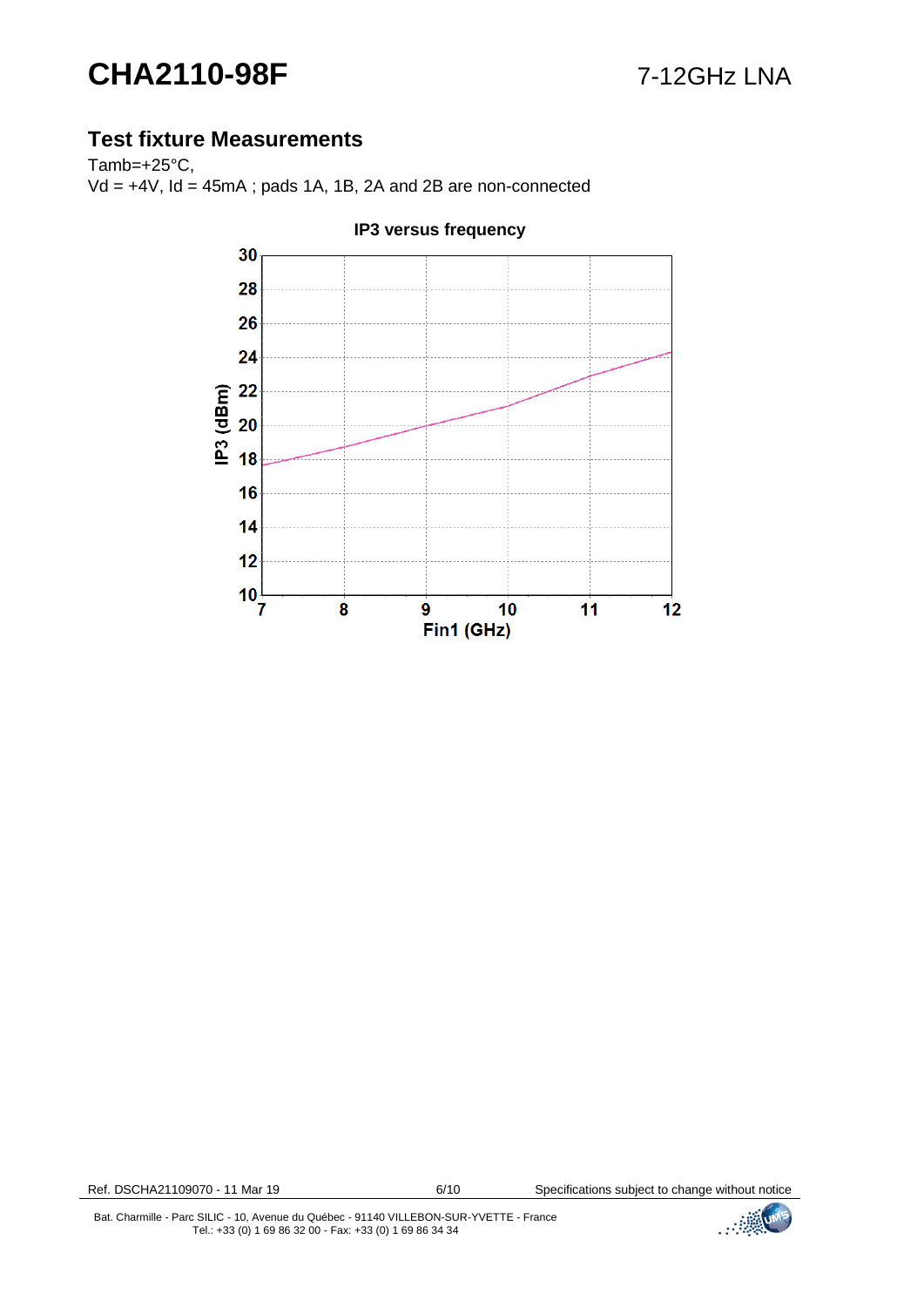## Test fixture Measurements

Tamb=+25°C,
Vd = +4V, Id = 45mA ; pads 1A, 1B, 2A and 2B are non-connected

**IP3 versus frequency**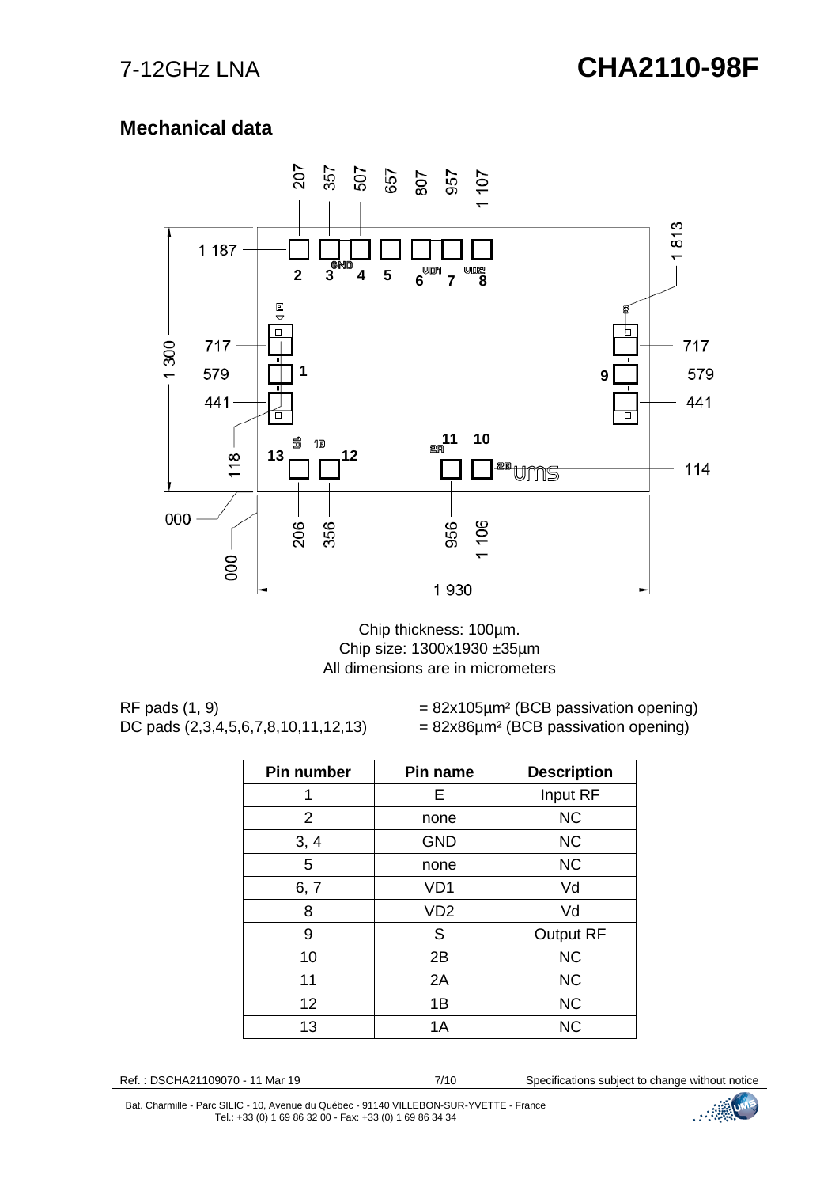## Mechanical data

Chip thickness: 100µm.
Chip size: 1300x1930 ±35µm
All dimensions are in micrometers

RF pads (1, 9) = 82x105µm² (BCB passivation opening)
DC pads (2,3,4,5,6,7,8,10,11,12,13) = 82x86µm² (BCB passivation opening)

| Pin number | Pin name | Description |
|---|---|---|
| 1 | E | Input RF |
| 2 | none | NC |
| 3, 4 | GND | NC |
| 5 | none | NC |
| 6, 7 | VD1 | Vd |
| 8 | VD2 | Vd |
| 9 | S | Output RF |
| 10 | 2B | NC |
| 11 | 2A | NC |
| 12 | 1B | NC |
| 13 | 1A | NC |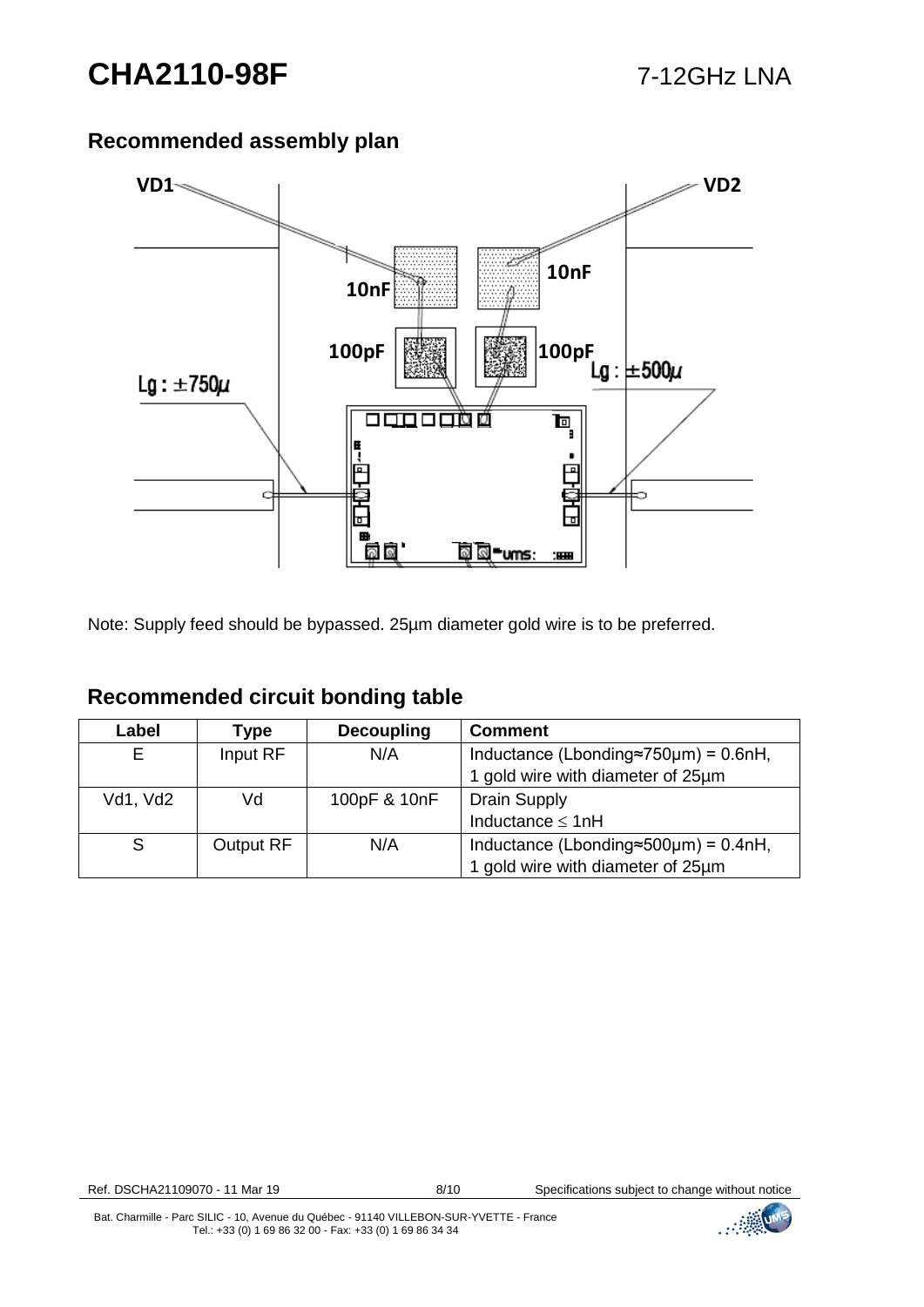## Recommended assembly plan

Note: Supply feed should be bypassed. 25µm diameter gold wire is to be preferred.

## Recommended circuit bonding table

| Label | Type | Decoupling | Comment |
|---|---|---|---|
| E | Input RF | N/A | Inductance (Lbonding≈750µm) = 0.6nH, 1 gold wire with diameter of 25µm |
| Vd1, Vd2 | Vd | 100pF & 10nF | Drain Supply Inductance ≤ 1nH |
| S | Output RF | N/A | Inductance (Lbonding≈500µm) = 0.4nH, 1 gold wire with diameter of 25µm |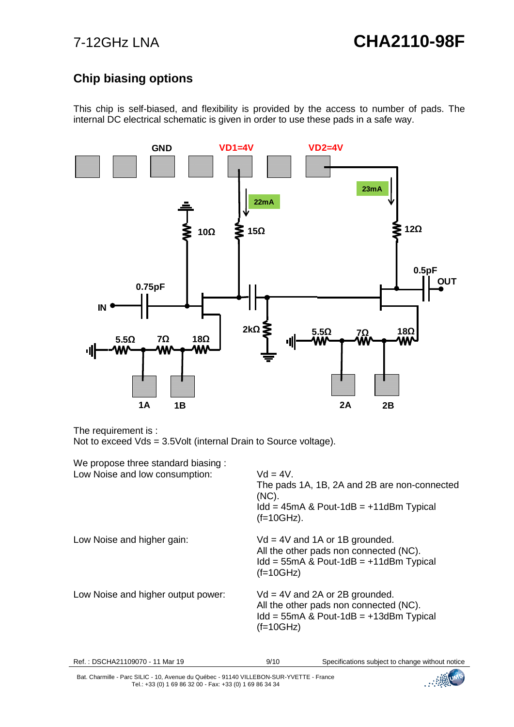## Chip biasing options

This chip is self-biased, and flexibility is provided by the access to number of pads. The internal DC electrical schematic is given in order to use these pads in a safe way.

The requirement is :
Not to exceed Vds = 3.5Volt (internal Drain to Source voltage).

We propose three standard biasing :

| | |
|---|---|
| Low Noise and low consumption: | Vd = 4V. The pads 1A, 1B, 2A and 2B are non-connected (NC). Idd = 45mA & Pout-1dB = +11dBm Typical (f=10GHz). |
| Low Noise and higher gain: | Vd = 4V and 1A or 1B grounded. All the other pads non connected (NC). Idd = 55mA & Pout-1dB = +11dBm Typical (f=10GHz) |
| Low Noise and higher output power: | Vd = 4V and 2A or 2B grounded. All the other pads non connected (NC). Idd = 55mA & Pout-1dB = +13dBm Typical (f=10GHz) |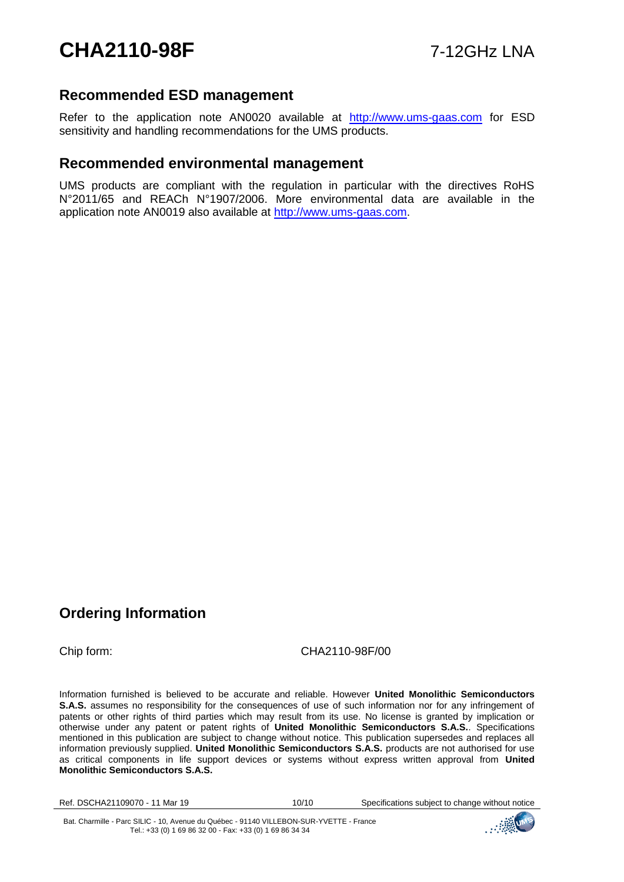## Recommended ESD management

Refer to the application note AN0020 available at http://www.ums-gaas.com for ESD sensitivity and handling recommendations for the UMS products.

## Recommended environmental management

UMS products are compliant with the regulation in particular with the directives RoHS N°2011/65 and REACh N°1907/2006. More environmental data are available in the application note AN0019 also available at http://www.ums-gaas.com.

## Ordering Information

Chip form: CHA2110-98F/00

Information furnished is believed to be accurate and reliable. However **United Monolithic Semiconductors S.A.S.** assumes no responsibility for the consequences of use of such information nor for any infringement of patents or other rights of third parties which may result from its use. No license is granted by implication or otherwise under any patent or patent rights of **United Monolithic Semiconductors S.A.S.**. Specifications mentioned in this publication are subject to change without notice. This publication supersedes and replaces all information previously supplied. **United Monolithic Semiconductors S.A.S.** products are not authorised for use as critical components in life support devices or systems without express written approval from **United Monolithic Semiconductors S.A.S.**